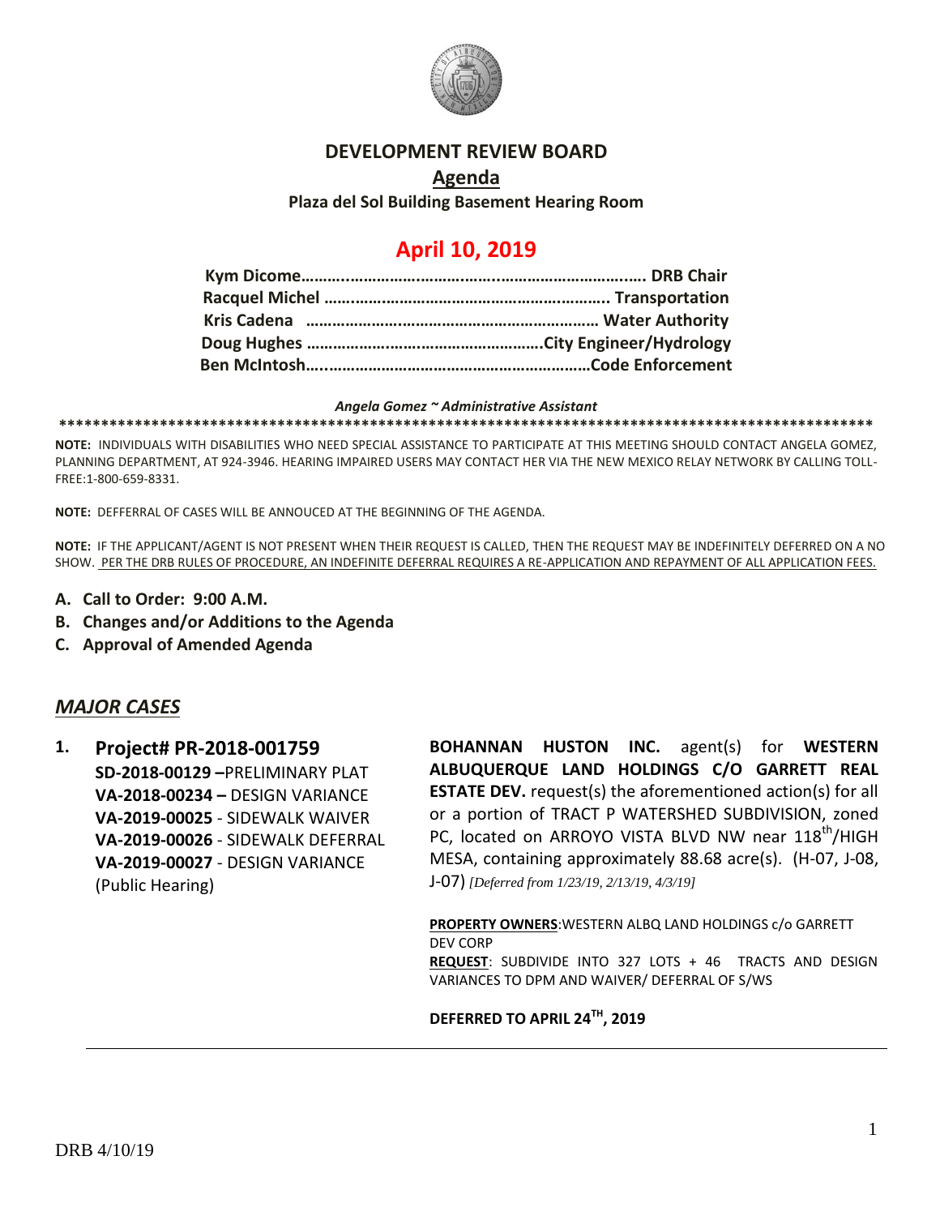# DEVELOPMENT REVIEW BOARD

## Agenda

**Plaza del Sol Building Basement Hearing Room**

## April 10, 2019

**Kym Dicome……………………………………………………………. DRB Chair**
**Racquel Michel ………………………………………………………. Transportation**
**Kris Cadena ………………………………………………………… Water Authority**
**Doug Hughes ……………………………………………….City Engineer/Hydrology**
**Ben McIntosh…………………………………………………………Code Enforcement**

***Angela Gomez ~ Administrative Assistant***

**\*\*\*\*\*\*\*\*\*\*\*\*\*\*\*\*\*\*\*\*\*\*\*\*\*\*\*\*\*\*\*\*\*\*\*\*\*\*\*\*\*\*\*\*\*\*\*\*\*\*\*\*\*\*\*\*\*\*\*\*\*\*\*\*\*\*\*\*\*\*\*\*\*\*\*\*\*\*\*\*\*\*\*\*\*\*\*\*\*\*\*\*\*\*\*\*\***

**NOTE:** INDIVIDUALS WITH DISABILITIES WHO NEED SPECIAL ASSISTANCE TO PARTICIPATE AT THIS MEETING SHOULD CONTACT ANGELA GOMEZ, PLANNING DEPARTMENT, AT 924-3946. HEARING IMPAIRED USERS MAY CONTACT HER VIA THE NEW MEXICO RELAY NETWORK BY CALLING TOLL-FREE:1-800-659-8331.

**NOTE:** DEFFERRAL OF CASES WILL BE ANNOUCED AT THE BEGINNING OF THE AGENDA.

**NOTE:** IF THE APPLICANT/AGENT IS NOT PRESENT WHEN THEIR REQUEST IS CALLED, THEN THE REQUEST MAY BE INDEFINITELY DEFERRED ON A NO SHOW. PER THE DRB RULES OF PROCEDURE, AN INDEFINITE DEFERRAL REQUIRES A RE-APPLICATION AND REPAYMENT OF ALL APPLICATION FEES.

- **A. Call to Order: 9:00 A.M.**
- **B. Changes and/or Additions to the Agenda**
- **C. Approval of Amended Agenda**

## *MAJOR CASES*

**1. Project# PR-2018-001759**
**SD-2018-00129 –**PRELIMINARY PLAT
**VA-2018-00234 –** DESIGN VARIANCE
**VA-2019-00025** - SIDEWALK WAIVER
**VA-2019-00026** - SIDEWALK DEFERRAL
**VA-2019-00027** - DESIGN VARIANCE
(Public Hearing)

**BOHANNAN HUSTON INC.** agent(s) for **WESTERN ALBUQUERQUE LAND HOLDINGS C/O GARRETT REAL ESTATE DEV.** request(s) the aforementioned action(s) for all or a portion of TRACT P WATERSHED SUBDIVISION, zoned PC, located on ARROYO VISTA BLVD NW near 118th/HIGH MESA, containing approximately 88.68 acre(s). (H-07, J-08, J-07) *[Deferred from 1/23/19, 2/13/19, 4/3/19]*

**PROPERTY OWNERS**:WESTERN ALBQ LAND HOLDINGS c/o GARRETT DEV CORP
**REQUEST**: SUBDIVIDE INTO 327 LOTS + 46 TRACTS AND DESIGN VARIANCES TO DPM AND WAIVER/ DEFERRAL OF S/WS

**DEFERRED TO APRIL 24TH, 2019**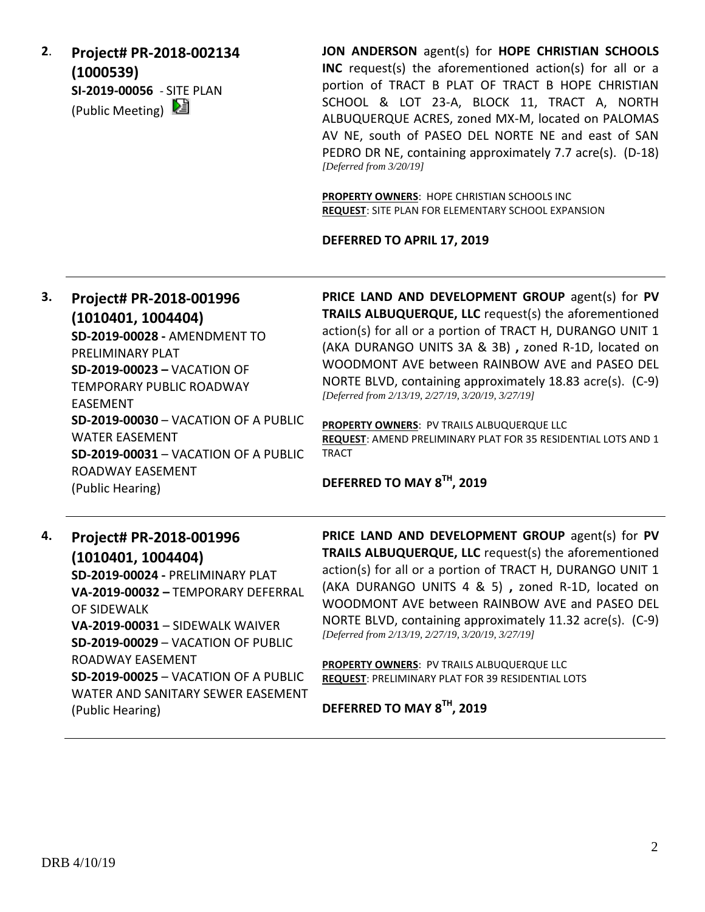**2. Project# PR-2018-002134 (1000539)**
**SI-2019-00056** - SITE PLAN
(Public Meeting)

**JON ANDERSON** agent(s) for **HOPE CHRISTIAN SCHOOLS INC** request(s) the aforementioned action(s) for all or a portion of TRACT B PLAT OF TRACT B HOPE CHRISTIAN SCHOOL & LOT 23-A, BLOCK 11, TRACT A, NORTH ALBUQUERQUE ACRES, zoned MX-M, located on PALOMAS AV NE, south of PASEO DEL NORTE NE and east of SAN PEDRO DR NE, containing approximately 7.7 acre(s). (D-18) *[Deferred from 3/20/19]*

**PROPERTY OWNERS**: HOPE CHRISTIAN SCHOOLS INC
**REQUEST**: SITE PLAN FOR ELEMENTARY SCHOOL EXPANSION

**DEFERRED TO APRIL 17, 2019**

---

**3. Project# PR-2018-001996 (1010401, 1004404)**
**SD-2019-00028 -** AMENDMENT TO PRELIMINARY PLAT
**SD-2019-00023 –** VACATION OF TEMPORARY PUBLIC ROADWAY EASEMENT
**SD-2019-00030** – VACATION OF A PUBLIC WATER EASEMENT
**SD-2019-00031** – VACATION OF A PUBLIC ROADWAY EASEMENT
(Public Hearing)

**PRICE LAND AND DEVELOPMENT GROUP** agent(s) for **PV TRAILS ALBUQUERQUE, LLC** request(s) the aforementioned action(s) for all or a portion of TRACT H, DURANGO UNIT 1 (AKA DURANGO UNITS 3A & 3B) **,** zoned R-1D, located on WOODMONT AVE between RAINBOW AVE and PASEO DEL NORTE BLVD, containing approximately 18.83 acre(s). (C-9) *[Deferred from 2/13/19, 2/27/19, 3/20/19, 3/27/19]*

**PROPERTY OWNERS**: PV TRAILS ALBUQUERQUE LLC
**REQUEST**: AMEND PRELIMINARY PLAT FOR 35 RESIDENTIAL LOTS AND 1 TRACT

**DEFERRED TO MAY 8TH, 2019**

---

**4. Project# PR-2018-001996 (1010401, 1004404)**
**SD-2019-00024 -** PRELIMINARY PLAT
**VA-2019-00032 –** TEMPORARY DEFERRAL OF SIDEWALK
**VA-2019-00031** – SIDEWALK WAIVER
**SD-2019-00029** – VACATION OF PUBLIC ROADWAY EASEMENT
**SD-2019-00025** – VACATION OF A PUBLIC WATER AND SANITARY SEWER EASEMENT
(Public Hearing)

**PRICE LAND AND DEVELOPMENT GROUP** agent(s) for **PV TRAILS ALBUQUERQUE, LLC** request(s) the aforementioned action(s) for all or a portion of TRACT H, DURANGO UNIT 1 (AKA DURANGO UNITS 4 & 5) **,** zoned R-1D, located on WOODMONT AVE between RAINBOW AVE and PASEO DEL NORTE BLVD, containing approximately 11.32 acre(s). (C-9) *[Deferred from 2/13/19, 2/27/19, 3/20/19, 3/27/19]*

**PROPERTY OWNERS**: PV TRAILS ALBUQUERQUE LLC
**REQUEST**: PRELIMINARY PLAT FOR 39 RESIDENTIAL LOTS

**DEFERRED TO MAY 8TH, 2019**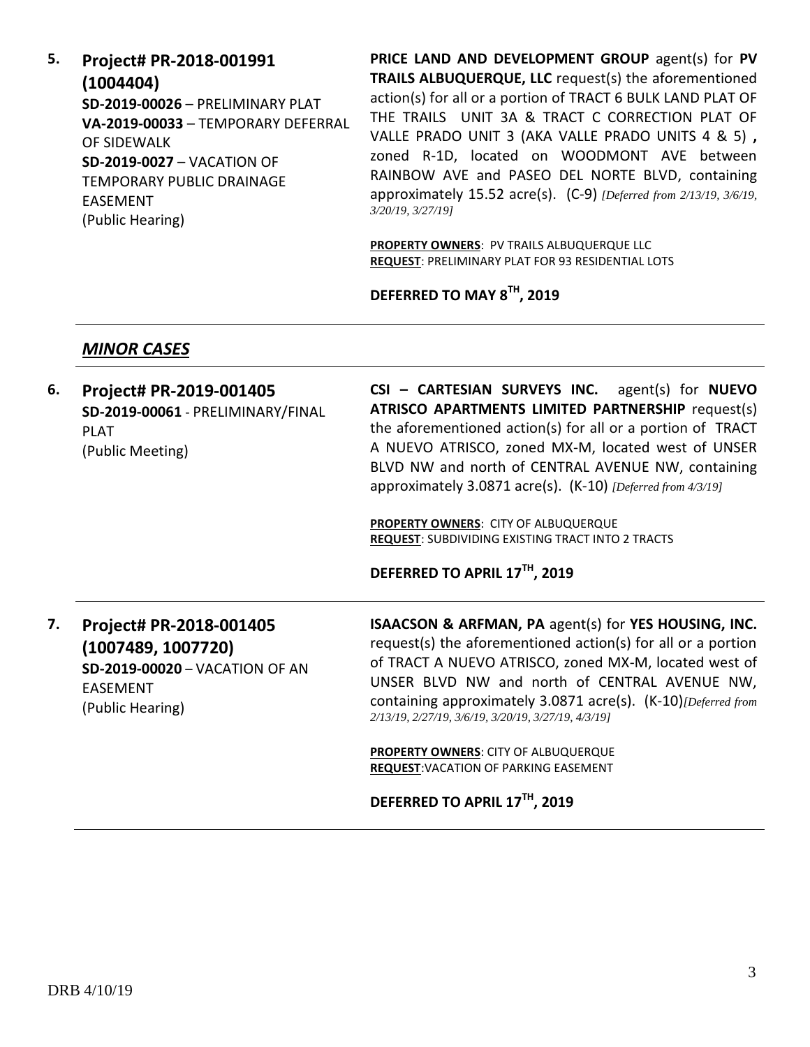**5. Project# PR-2018-001991 (1004404)**
**SD-2019-00026** – PRELIMINARY PLAT
**VA-2019-00033** – TEMPORARY DEFERRAL OF SIDEWALK
**SD-2019-0027** – VACATION OF TEMPORARY PUBLIC DRAINAGE EASEMENT
(Public Hearing)

**PRICE LAND AND DEVELOPMENT GROUP** agent(s) for **PV TRAILS ALBUQUERQUE, LLC** request(s) the aforementioned action(s) for all or a portion of TRACT 6 BULK LAND PLAT OF THE TRAILS UNIT 3A & TRACT C CORRECTION PLAT OF VALLE PRADO UNIT 3 (AKA VALLE PRADO UNITS 4 & 5) **,** zoned R-1D, located on WOODMONT AVE between RAINBOW AVE and PASEO DEL NORTE BLVD, containing approximately 15.52 acre(s). (C-9) *[Deferred from 2/13/19, 3/6/19, 3/20/19, 3/27/19]*

**PROPERTY OWNERS**: PV TRAILS ALBUQUERQUE LLC
**REQUEST**: PRELIMINARY PLAT FOR 93 RESIDENTIAL LOTS

**DEFERRED TO MAY 8TH, 2019**

---

## *MINOR CASES*

---

**6. Project# PR-2019-001405**
**SD-2019-00061** - PRELIMINARY/FINAL PLAT
(Public Meeting)

**CSI – CARTESIAN SURVEYS INC.** agent(s) for **NUEVO ATRISCO APARTMENTS LIMITED PARTNERSHIP** request(s) the aforementioned action(s) for all or a portion of TRACT A NUEVO ATRISCO, zoned MX-M, located west of UNSER BLVD NW and north of CENTRAL AVENUE NW, containing approximately 3.0871 acre(s). (K-10) *[Deferred from 4/3/19]*

**PROPERTY OWNERS**: CITY OF ALBUQUERQUE
**REQUEST**: SUBDIVIDING EXISTING TRACT INTO 2 TRACTS

**DEFERRED TO APRIL 17TH, 2019**

---

**7. Project# PR-2018-001405 (1007489, 1007720)**
**SD-2019-00020** – VACATION OF AN EASEMENT
(Public Hearing)

**ISAACSON & ARFMAN, PA** agent(s) for **YES HOUSING, INC.** request(s) the aforementioned action(s) for all or a portion of TRACT A NUEVO ATRISCO, zoned MX-M, located west of UNSER BLVD NW and north of CENTRAL AVENUE NW, containing approximately 3.0871 acre(s). (K-10)*[Deferred from 2/13/19, 2/27/19, 3/6/19, 3/20/19, 3/27/19, 4/3/19]*

**PROPERTY OWNERS**: CITY OF ALBUQUERQUE
**REQUEST**:VACATION OF PARKING EASEMENT

**DEFERRED TO APRIL 17TH, 2019**

---

DRB 4/10/19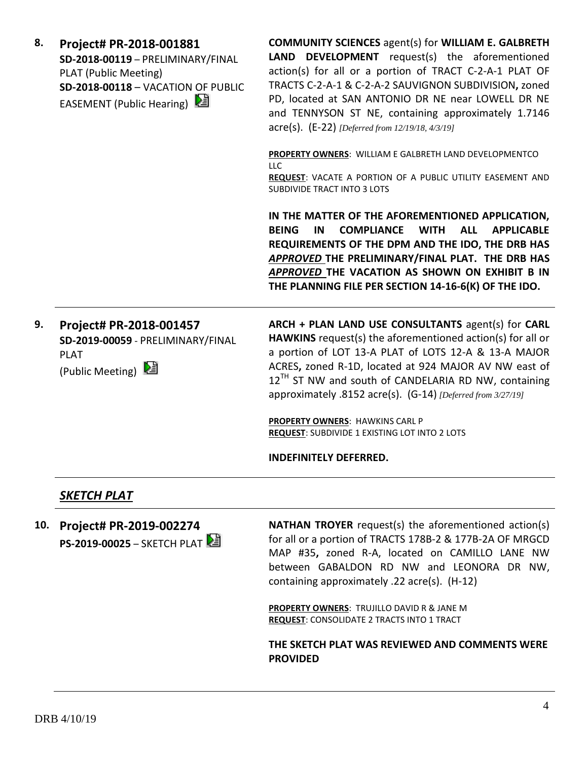**8. Project# PR-2018-001881**
**SD-2018-00119** – PRELIMINARY/FINAL PLAT (Public Meeting)
**SD-2018-00118** – VACATION OF PUBLIC EASEMENT (Public Hearing)

**COMMUNITY SCIENCES** agent(s) for **WILLIAM E. GALBRETH LAND DEVELOPMENT** request(s) the aforementioned action(s) for all or a portion of TRACT C-2-A-1 PLAT OF TRACTS C-2-A-1 & C-2-A-2 SAUVIGNON SUBDIVISION**,** zoned PD, located at SAN ANTONIO DR NE near LOWELL DR NE and TENNYSON ST NE, containing approximately 1.7146 acre(s). (E-22) *[Deferred from 12/19/18, 4/3/19]*

**PROPERTY OWNERS**: WILLIAM E GALBRETH LAND DEVELOPMENTCO LLC
**REQUEST**: VACATE A PORTION OF A PUBLIC UTILITY EASEMENT AND SUBDIVIDE TRACT INTO 3 LOTS

**IN THE MATTER OF THE AFOREMENTIONED APPLICATION, BEING IN COMPLIANCE WITH ALL APPLICABLE REQUIREMENTS OF THE DPM AND THE IDO, THE DRB HAS *APPROVED* THE PRELIMINARY/FINAL PLAT. THE DRB HAS *APPROVED* THE VACATION AS SHOWN ON EXHIBIT B IN THE PLANNING FILE PER SECTION 14-16-6(K) OF THE IDO.**

---

**9. Project# PR-2018-001457**
**SD-2019-00059** - PRELIMINARY/FINAL PLAT (Public Meeting)

**ARCH + PLAN LAND USE CONSULTANTS** agent(s) for **CARL HAWKINS** request(s) the aforementioned action(s) for all or a portion of LOT 13-A PLAT of LOTS 12-A & 13-A MAJOR ACRES**,** zoned R-1D, located at 924 MAJOR AV NW east of 12[TH] ST NW and south of CANDELARIA RD NW, containing approximately .8152 acre(s). (G-14) *[Deferred from 3/27/19]*

**PROPERTY OWNERS**: HAWKINS CARL P
**REQUEST**: SUBDIVIDE 1 EXISTING LOT INTO 2 LOTS

**INDEFINITELY DEFERRED.**

---

## ***SKETCH PLAT***

**10. Project# PR-2019-002274**
**PS-2019-00025** – SKETCH PLAT

**NATHAN TROYER** request(s) the aforementioned action(s) for all or a portion of TRACTS 178B-2 & 177B-2A OF MRGCD MAP #35**,** zoned R-A, located on CAMILLO LANE NW between GABALDON RD NW and LEONORA DR NW, containing approximately .22 acre(s). (H-12)

**PROPERTY OWNERS**: TRUJILLO DAVID R & JANE M
**REQUEST**: CONSOLIDATE 2 TRACTS INTO 1 TRACT

**THE SKETCH PLAT WAS REVIEWED AND COMMENTS WERE PROVIDED**

DRB 4/10/19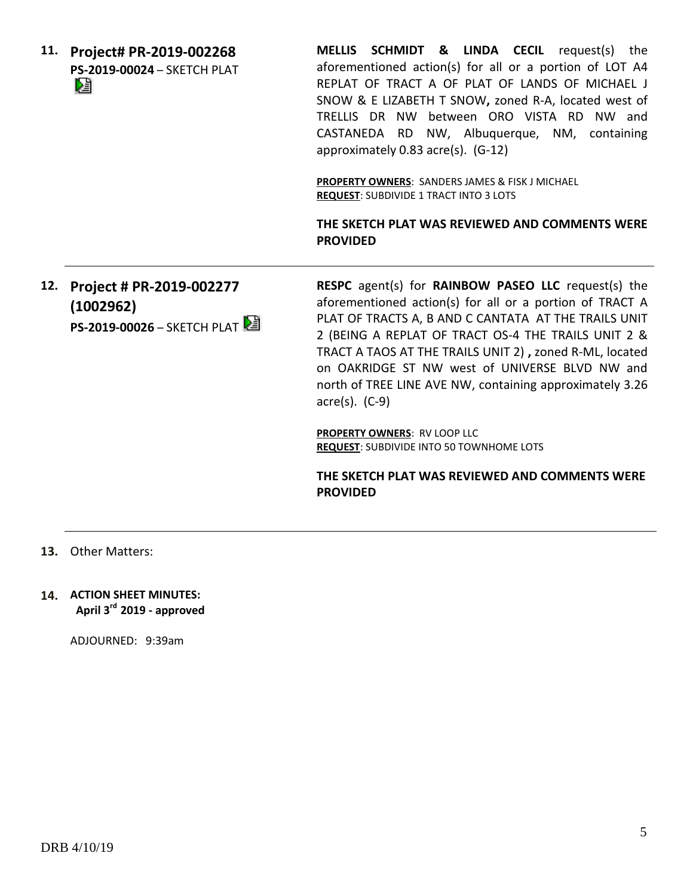**11. Project# PR-2019-002268**
**PS-2019-00024** – SKETCH PLAT

**MELLIS SCHMIDT & LINDA CECIL** request(s) the aforementioned action(s) for all or a portion of LOT A4 REPLAT OF TRACT A OF PLAT OF LANDS OF MICHAEL J SNOW & E LIZABETH T SNOW**,** zoned R-A, located west of TRELLIS DR NW between ORO VISTA RD NW and CASTANEDA RD NW, Albuquerque, NM, containing approximately 0.83 acre(s). (G-12)

**PROPERTY OWNERS**: SANDERS JAMES & FISK J MICHAEL
**REQUEST**: SUBDIVIDE 1 TRACT INTO 3 LOTS

**THE SKETCH PLAT WAS REVIEWED AND COMMENTS WERE PROVIDED**

---

**12. Project # PR-2019-002277 (1002962)**
**PS-2019-00026** – SKETCH PLAT

**RESPC** agent(s) for **RAINBOW PASEO LLC** request(s) the aforementioned action(s) for all or a portion of TRACT A PLAT OF TRACTS A, B AND C CANTATA AT THE TRAILS UNIT 2 (BEING A REPLAT OF TRACT OS-4 THE TRAILS UNIT 2 & TRACT A TAOS AT THE TRAILS UNIT 2) **,** zoned R-ML, located on OAKRIDGE ST NW west of UNIVERSE BLVD NW and north of TREE LINE AVE NW, containing approximately 3.26 acre(s). (C-9)

**PROPERTY OWNERS**: RV LOOP LLC
**REQUEST**: SUBDIVIDE INTO 50 TOWNHOME LOTS

**THE SKETCH PLAT WAS REVIEWED AND COMMENTS WERE PROVIDED**

---

**13.** Other Matters:

**14. ACTION SHEET MINUTES:**
**April 3rd 2019 - approved**

ADJOURNED: 9:39am

DRB 4/10/19